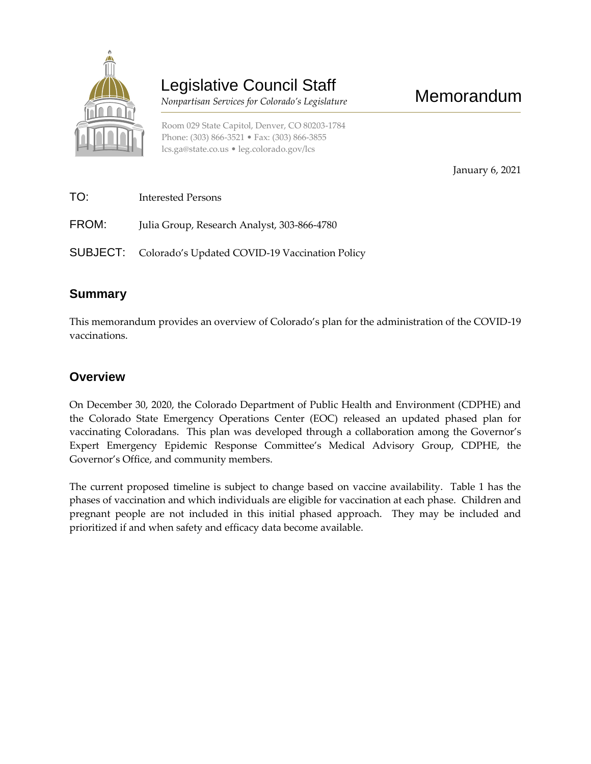# Legislative Council Staff

*Nonpartisan Services for Colorado's Legislature*

# Memorandum

Room 029 State Capitol, Denver, CO 80203-1784
Phone: (303) 866-3521 • Fax: (303) 866-3855
lcs.ga@state.co.us • leg.colorado.gov/lcs

January 6, 2021

TO: Interested Persons

FROM: Julia Group, Research Analyst, 303-866-4780

SUBJECT: Colorado's Updated COVID-19 Vaccination Policy

## Summary

This memorandum provides an overview of Colorado's plan for the administration of the COVID-19 vaccinations.

## Overview

On December 30, 2020, the Colorado Department of Public Health and Environment (CDPHE) and the Colorado State Emergency Operations Center (EOC) released an updated phased plan for vaccinating Coloradans. This plan was developed through a collaboration among the Governor's Expert Emergency Epidemic Response Committee's Medical Advisory Group, CDPHE, the Governor's Office, and community members.

The current proposed timeline is subject to change based on vaccine availability. Table 1 has the phases of vaccination and which individuals are eligible for vaccination at each phase. Children and pregnant people are not included in this initial phased approach. They may be included and prioritized if and when safety and efficacy data become available.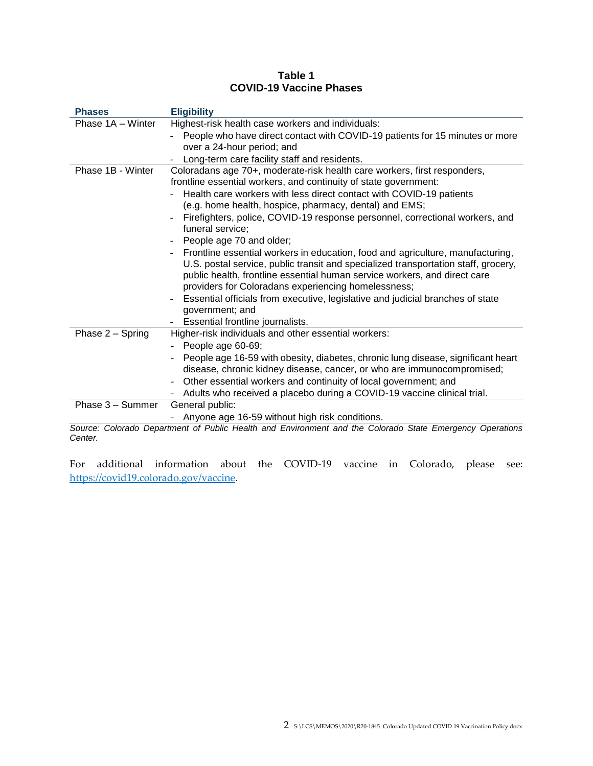**Table 1**
**COVID-19 Vaccine Phases**

| Phases | Eligibility |
| --- | --- |
| Phase 1A – Winter | Highest-risk health case workers and individuals:<br>- People who have direct contact with COVID-19 patients for 15 minutes or more over a 24-hour period; and<br>- Long-term care facility staff and residents. |
| Phase 1B - Winter | Coloradans age 70+, moderate-risk health care workers, first responders, frontline essential workers, and continuity of state government:<br>- Health care workers with less direct contact with COVID-19 patients (e.g. home health, hospice, pharmacy, dental) and EMS;<br>- Firefighters, police, COVID-19 response personnel, correctional workers, and funeral service;<br>- People age 70 and older;<br>- Frontline essential workers in education, food and agriculture, manufacturing, U.S. postal service, public transit and specialized transportation staff, grocery, public health, frontline essential human service workers, and direct care providers for Coloradans experiencing homelessness;<br>- Essential officials from executive, legislative and judicial branches of state government; and<br>- Essential frontline journalists. |
| Phase 2 – Spring | Higher-risk individuals and other essential workers:<br>- People age 60-69;<br>- People age 16-59 with obesity, diabetes, chronic lung disease, significant heart disease, chronic kidney disease, cancer, or who are immunocompromised;<br>- Other essential workers and continuity of local government; and<br>- Adults who received a placebo during a COVID-19 vaccine clinical trial. |
| Phase 3 – Summer | General public:<br>- Anyone age 16-59 without high risk conditions. |

*Source: Colorado Department of Public Health and Environment and the Colorado State Emergency Operations Center.*

For additional information about the COVID-19 vaccine in Colorado, please see: [https://covid19.colorado.gov/vaccine](https://covid19.colorado.gov/vaccine).